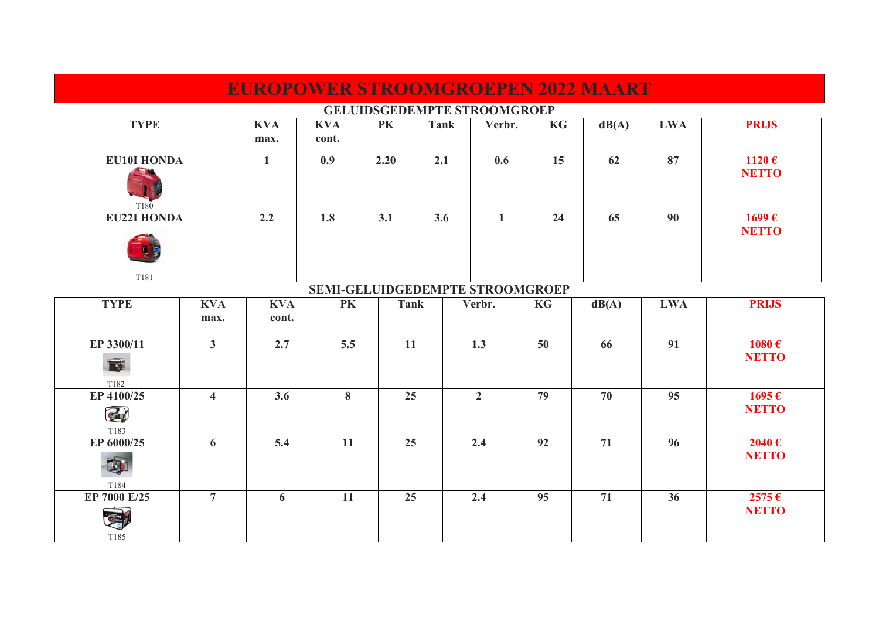# EUROPOWER STROOMGROEPEN 2022 MAART

## GELUIDSGEDEMPTE STROOMGROEP

| TYPE | KVA max. | KVA cont. | PK | Tank | Verbr. | KG | dB(A) | LWA | PRIJS |
|---|---|---|---|---|---|---|---|---|---|
| **EU10I HONDA** T180 | 1 | 0.9 | 2.20 | 2.1 | 0.6 | 15 | 62 | 87 | 1120 € NETTO |
| **EU22I HONDA** T181 | 2.2 | 1.8 | 3.1 | 3.6 | 1 | 24 | 65 | 90 | 1699 € NETTO |

## SEMI-GELUIDGEDEMPTE STROOMGROEP

| TYPE | KVA max. | KVA cont. | PK | Tank | Verbr. | KG | dB(A) | LWA | PRIJS |
|---|---|---|---|---|---|---|---|---|---|
| **EP 3300/11** T182 | 3 | 2.7 | 5.5 | 11 | 1.3 | 50 | 66 | 91 | 1080 € NETTO |
| **EP 4100/25** T183 | 4 | 3.6 | 8 | 25 | 2 | 79 | 70 | 95 | 1695 € NETTO |
| **EP 6000/25** T184 | 6 | 5.4 | 11 | 25 | 2.4 | 92 | 71 | 96 | 2040 € NETTO |
| **EP 7000 E/25** T185 | 7 | 6 | 11 | 25 | 2.4 | 95 | 71 | 36 | 2575 € NETTO |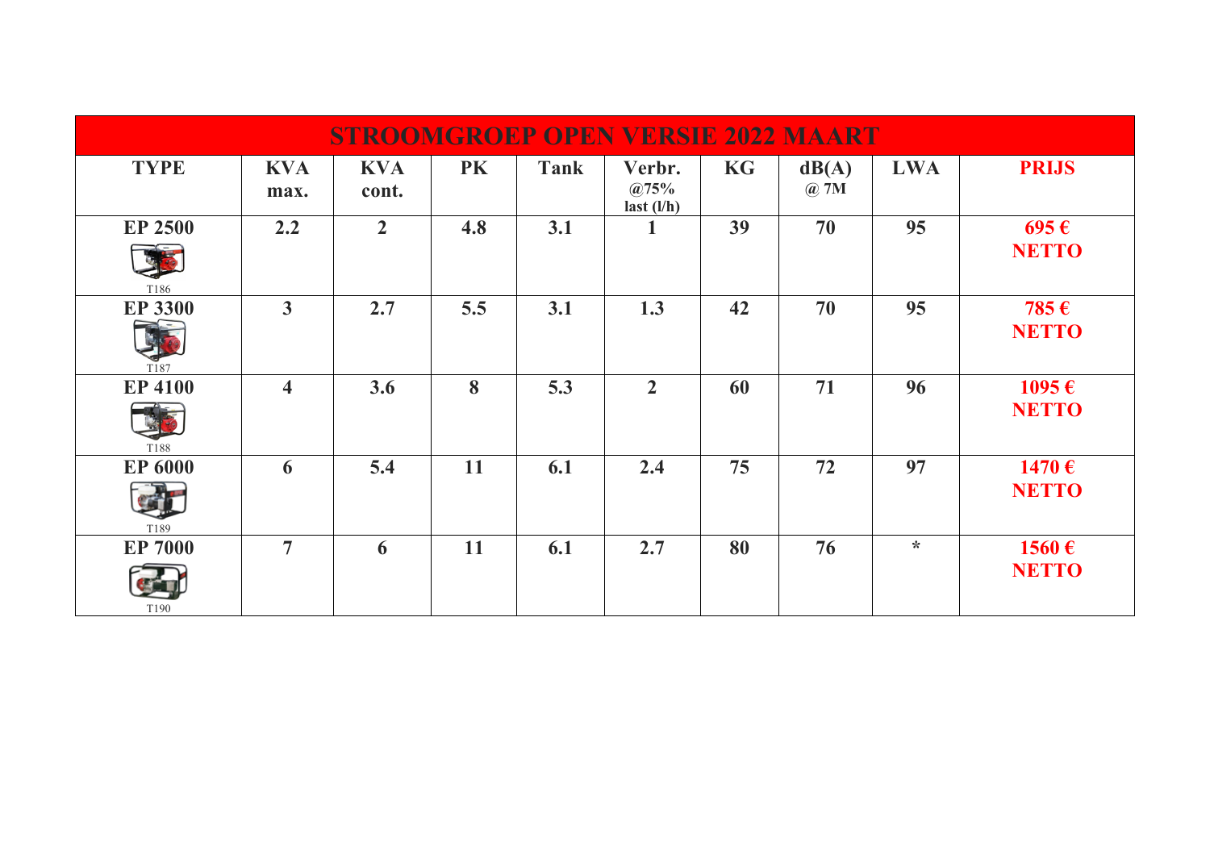| STROOMGROEP OPEN VERSIE 2022 MAART | | | | | | | | | |
|---|---|---|---|---|---|---|---|---|---|
| **TYPE** | **KVA max.** | **KVA cont.** | **PK** | **Tank** | **Verbr. @75% last (l/h)** | **KG** | **dB(A) @ 7M** | **LWA** | **PRIJS** |
| **EP 2500** T186 | **2.2** | **2** | **4.8** | **3.1** | **1** | **39** | **70** | **95** | **695 € NETTO** |
| **EP 3300** T187 | **3** | **2.7** | **5.5** | **3.1** | **1.3** | **42** | **70** | **95** | **785 € NETTO** |
| **EP 4100** T188 | **4** | **3.6** | **8** | **5.3** | **2** | **60** | **71** | **96** | **1095 € NETTO** |
| **EP 6000** T189 | **6** | **5.4** | **11** | **6.1** | **2.4** | **75** | **72** | **97** | **1470 € NETTO** |
| **EP 7000** T190 | **7** | **6** | **11** | **6.1** | **2.7** | **80** | **76** | * | **1560 € NETTO** |